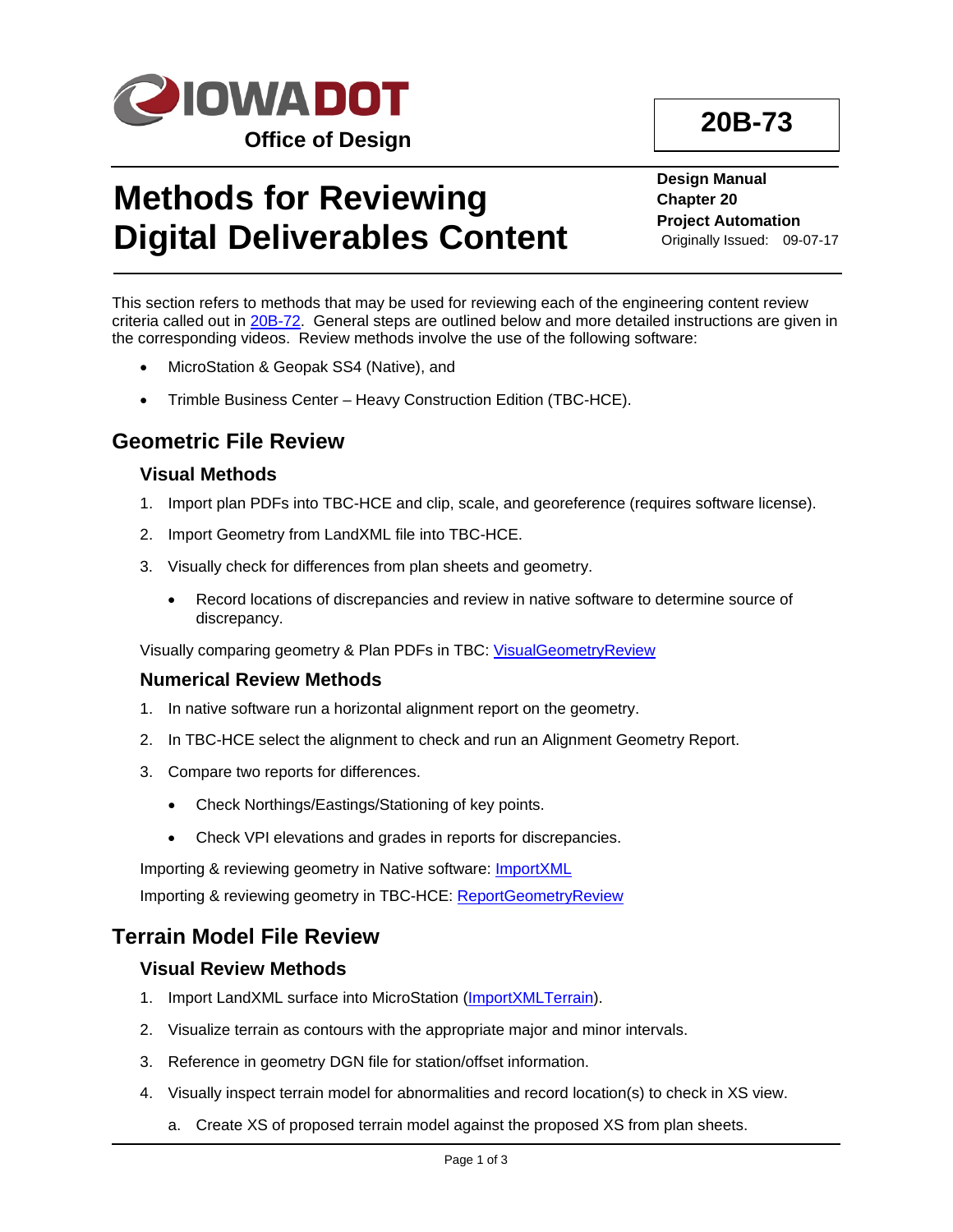# 20B-73

**Office of Design**

# Methods for Reviewing Digital Deliverables Content

**Design Manual**
**Chapter 20**
**Project Automation**
Originally Issued: 09-07-17

This section refers to methods that may be used for reviewing each of the engineering content review criteria called out in [20B-72](20B-72). General steps are outlined below and more detailed instructions are given in the corresponding videos. Review methods involve the use of the following software:

- MicroStation & Geopak SS4 (Native), and
- Trimble Business Center – Heavy Construction Edition (TBC-HCE).

## Geometric File Review

### Visual Methods

1. Import plan PDFs into TBC-HCE and clip, scale, and georeference (requires software license).
2. Import Geometry from LandXML file into TBC-HCE.
3. Visually check for differences from plan sheets and geometry.
   - Record locations of discrepancies and review in native software to determine source of discrepancy.

Visually comparing geometry & Plan PDFs in TBC: [VisualGeometryReview](VisualGeometryReview)

### Numerical Review Methods

1. In native software run a horizontal alignment report on the geometry.
2. In TBC-HCE select the alignment to check and run an Alignment Geometry Report.
3. Compare two reports for differences.
   - Check Northings/Eastings/Stationing of key points.
   - Check VPI elevations and grades in reports for discrepancies.

Importing & reviewing geometry in Native software: [ImportXML](ImportXML)

Importing & reviewing geometry in TBC-HCE: [ReportGeometryReview](ReportGeometryReview)

## Terrain Model File Review

### Visual Review Methods

1. Import LandXML surface into MicroStation ([ImportXMLTerrain](ImportXMLTerrain)).
2. Visualize terrain as contours with the appropriate major and minor intervals.
3. Reference in geometry DGN file for station/offset information.
4. Visually inspect terrain model for abnormalities and record location(s) to check in XS view.
   a. Create XS of proposed terrain model against the proposed XS from plan sheets.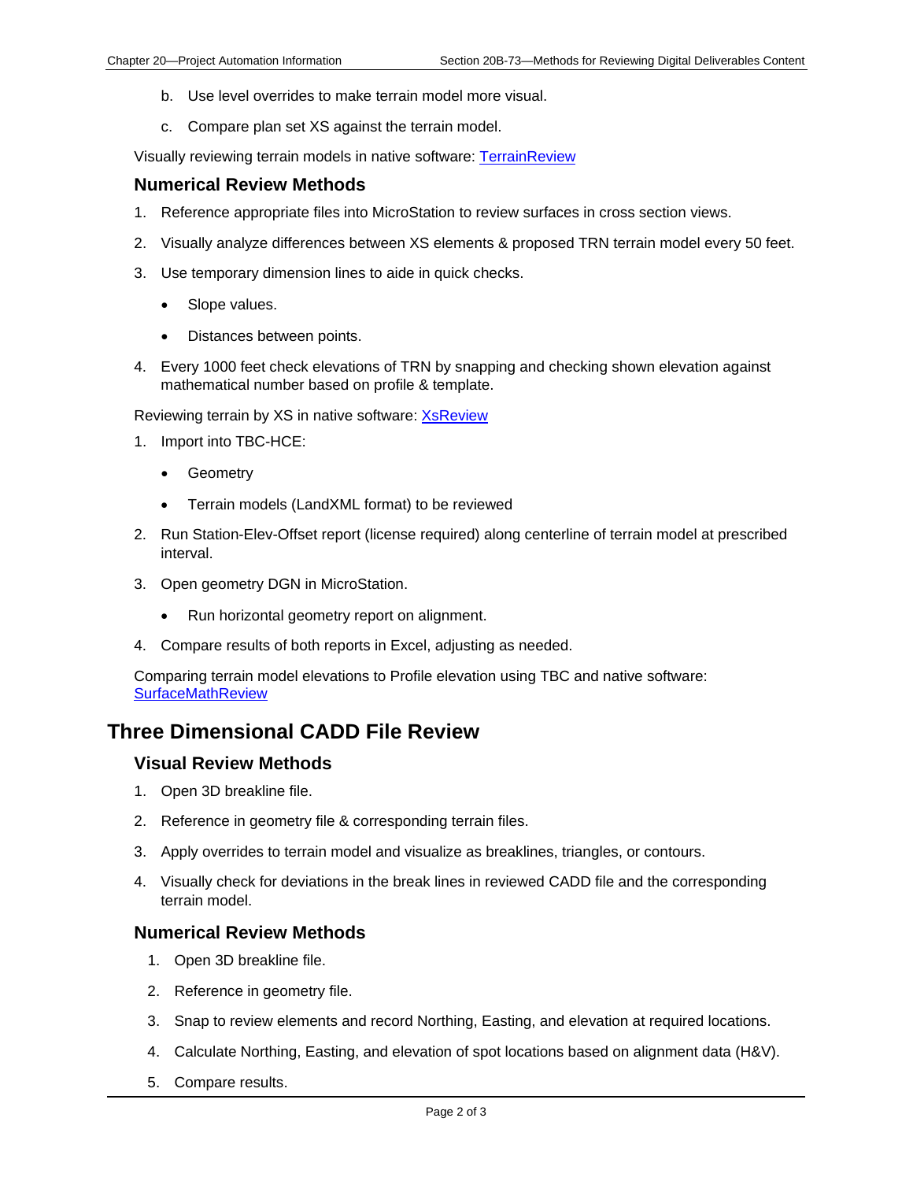b. Use level overrides to make terrain model more visual.

c. Compare plan set XS against the terrain model.

Visually reviewing terrain models in native software: [TerrainReview]

### Numerical Review Methods

1. Reference appropriate files into MicroStation to review surfaces in cross section views.
2. Visually analyze differences between XS elements & proposed TRN terrain model every 50 feet.
3. Use temporary dimension lines to aide in quick checks.
   - Slope values.
   - Distances between points.
4. Every 1000 feet check elevations of TRN by snapping and checking shown elevation against mathematical number based on profile & template.

Reviewing terrain by XS in native software: [XsReview]

1. Import into TBC-HCE:
   - Geometry
   - Terrain models (LandXML format) to be reviewed
2. Run Station-Elev-Offset report (license required) along centerline of terrain model at prescribed interval.
3. Open geometry DGN in MicroStation.
   - Run horizontal geometry report on alignment.
4. Compare results of both reports in Excel, adjusting as needed.

Comparing terrain model elevations to Profile elevation using TBC and native software: [SurfaceMathReview]

## Three Dimensional CADD File Review

### Visual Review Methods

1. Open 3D breakline file.
2. Reference in geometry file & corresponding terrain files.
3. Apply overrides to terrain model and visualize as breaklines, triangles, or contours.
4. Visually check for deviations in the break lines in reviewed CADD file and the corresponding terrain model.

### Numerical Review Methods

1. Open 3D breakline file.
2. Reference in geometry file.
3. Snap to review elements and record Northing, Easting, and elevation at required locations.
4. Calculate Northing, Easting, and elevation of spot locations based on alignment data (H&V).
5. Compare results.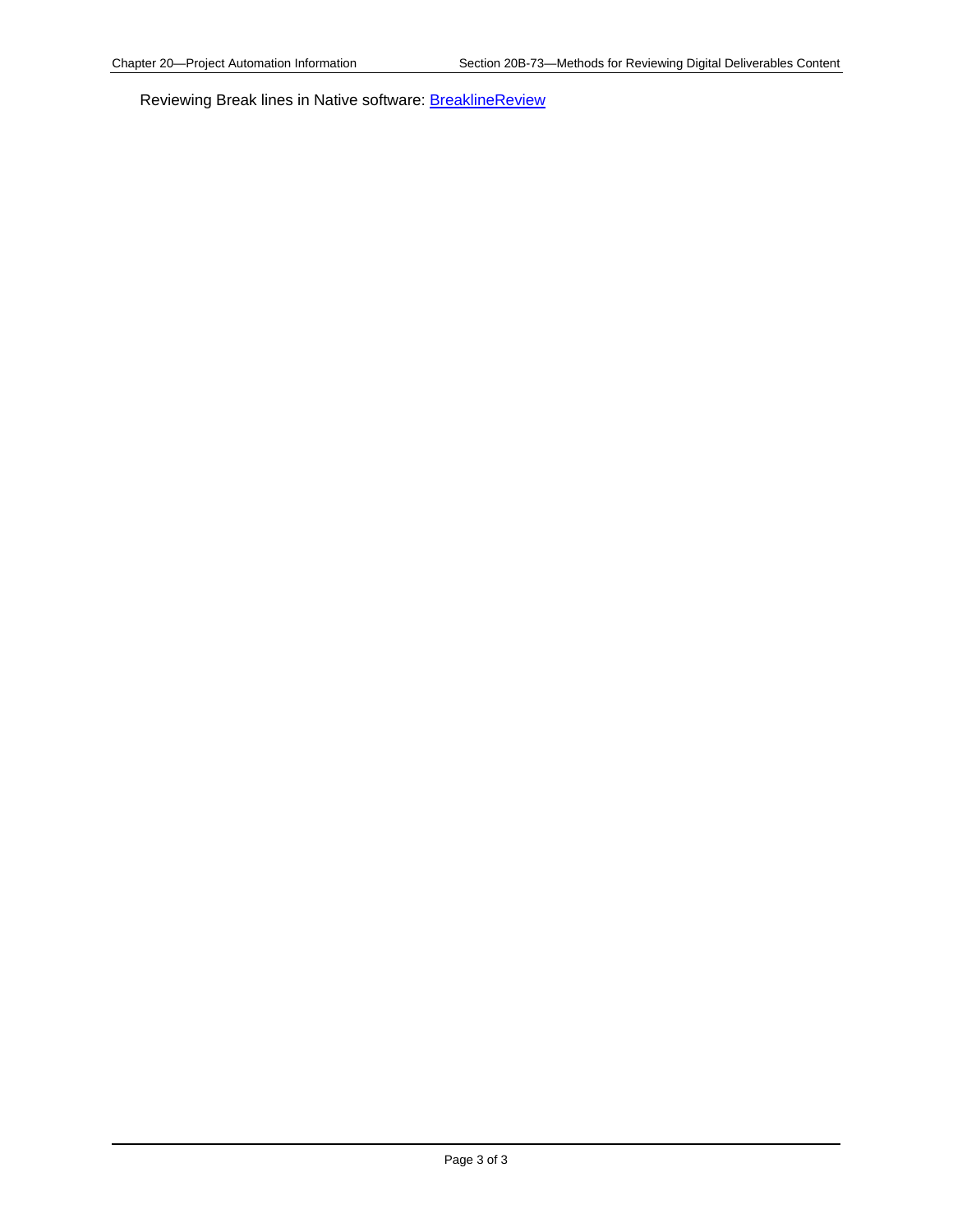Reviewing Break lines in Native software: BreaklineReview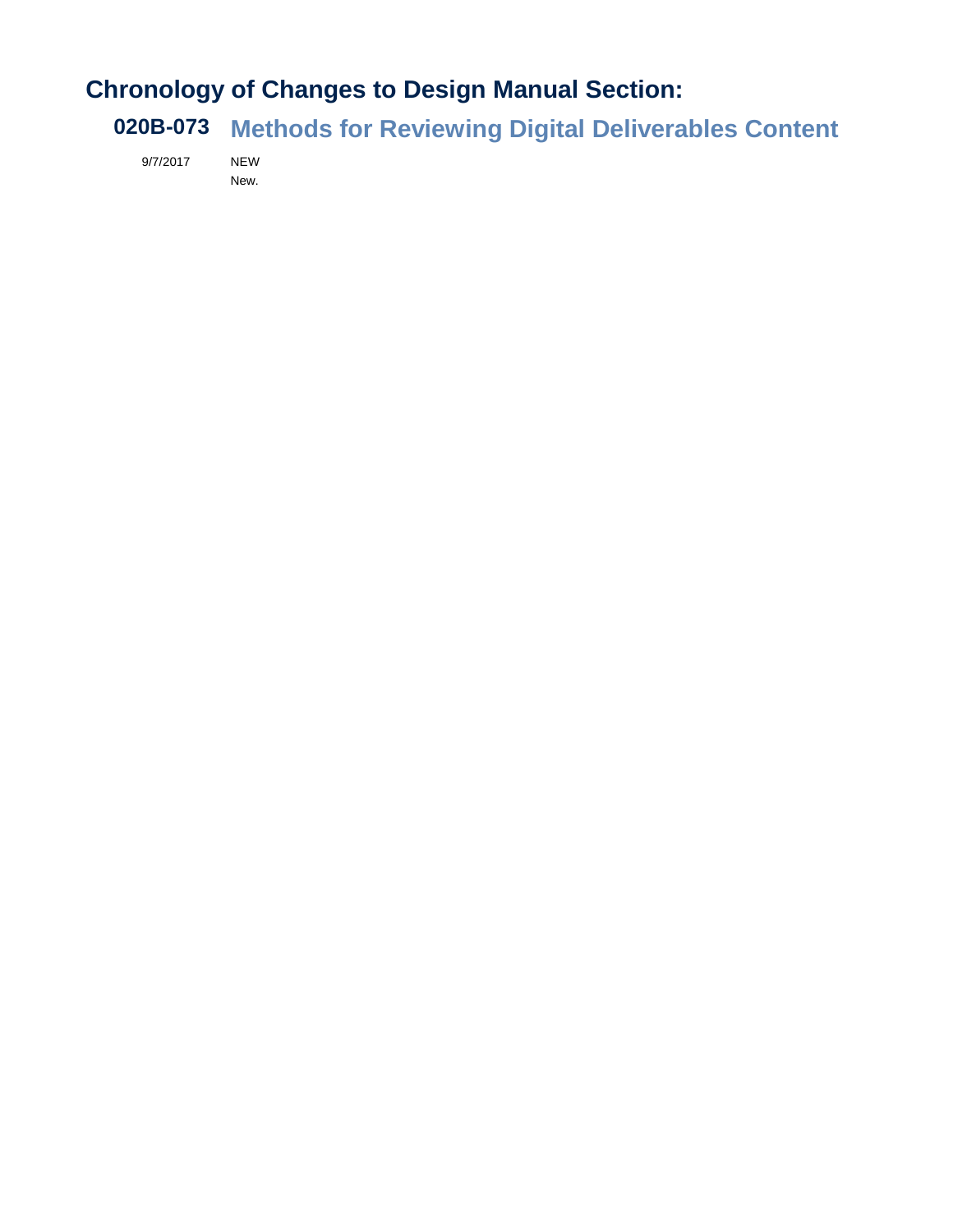# Chronology of Changes to Design Manual Section:

## 020B-073 Methods for Reviewing Digital Deliverables Content

9/7/2017 NEW

New.